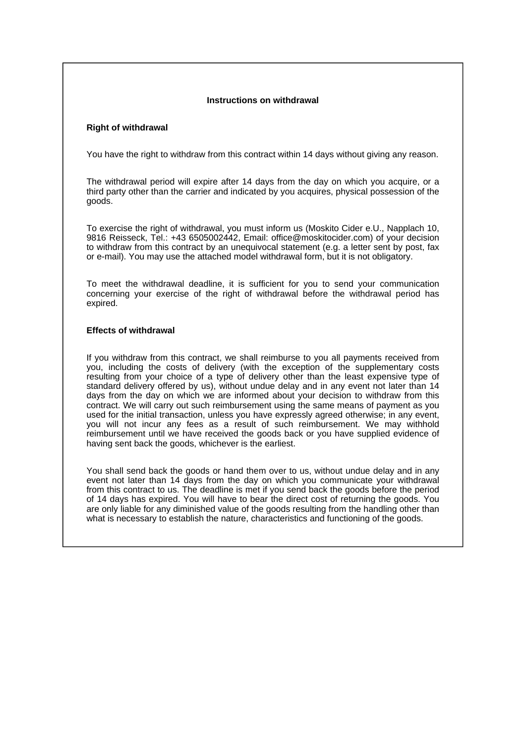# Instructions on withdrawal

## Right of withdrawal

You have the right to withdraw from this contract within 14 days without giving any reason.

The withdrawal period will expire after 14 days from the day on which you acquire, or a third party other than the carrier and indicated by you acquires, physical possession of the goods.

To exercise the right of withdrawal, you must inform us (Moskito Cider e.U., Napplach 10, 9816 Reisseck, Tel.: +43 6505002442, Email: office@moskitocider.com) of your decision to withdraw from this contract by an unequivocal statement (e.g. a letter sent by post, fax or e-mail). You may use the attached model withdrawal form, but it is not obligatory.

To meet the withdrawal deadline, it is sufficient for you to send your communication concerning your exercise of the right of withdrawal before the withdrawal period has expired.

## Effects of withdrawal

If you withdraw from this contract, we shall reimburse to you all payments received from you, including the costs of delivery (with the exception of the supplementary costs resulting from your choice of a type of delivery other than the least expensive type of standard delivery offered by us), without undue delay and in any event not later than 14 days from the day on which we are informed about your decision to withdraw from this contract. We will carry out such reimbursement using the same means of payment as you used for the initial transaction, unless you have expressly agreed otherwise; in any event, you will not incur any fees as a result of such reimbursement. We may withhold reimbursement until we have received the goods back or you have supplied evidence of having sent back the goods, whichever is the earliest.

You shall send back the goods or hand them over to us, without undue delay and in any event not later than 14 days from the day on which you communicate your withdrawal from this contract to us. The deadline is met if you send back the goods before the period of 14 days has expired. You will have to bear the direct cost of returning the goods. You are only liable for any diminished value of the goods resulting from the handling other than what is necessary to establish the nature, characteristics and functioning of the goods.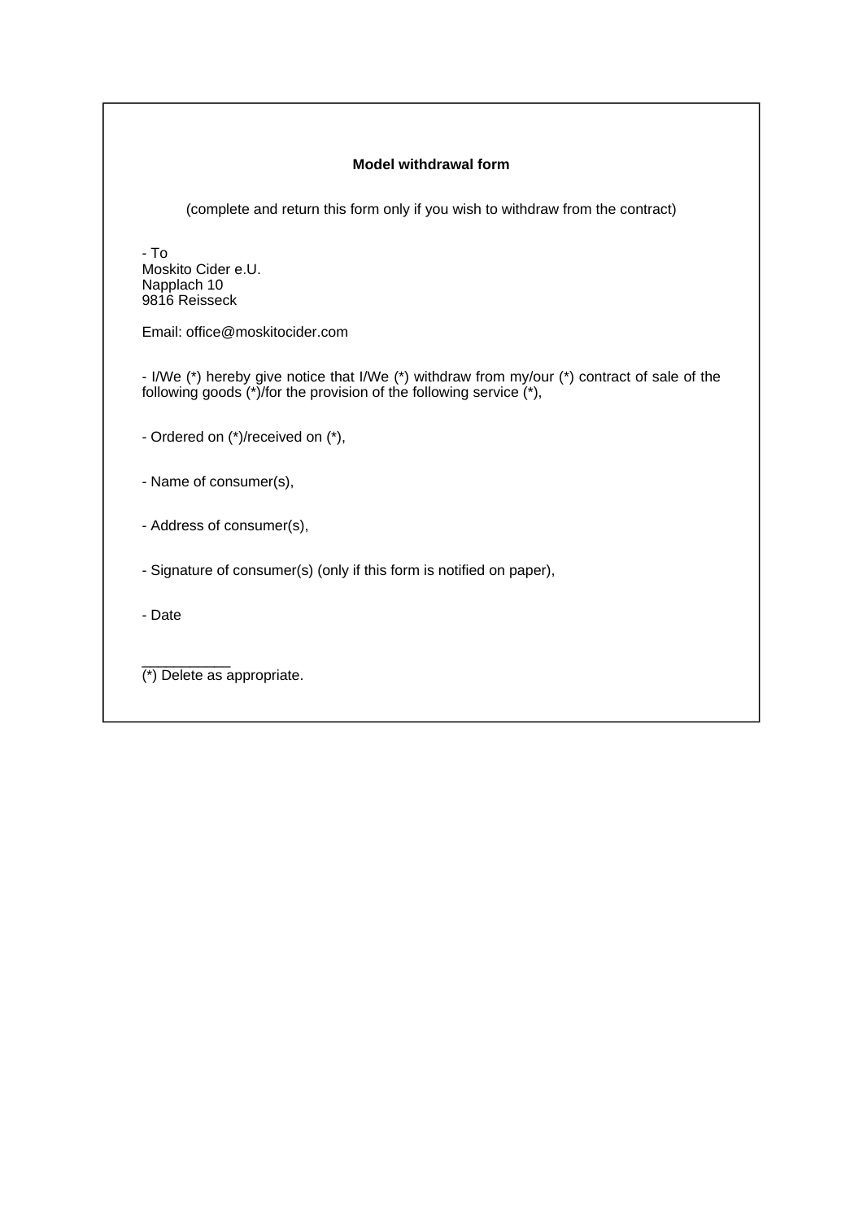**Model withdrawal form**

(complete and return this form only if you wish to withdraw from the contract)

- To
Moskito Cider e.U.
Napplach 10
9816 Reisseck

Email: office@moskitocider.com

- I/We (*) hereby give notice that I/We (*) withdraw from my/our (*) contract of sale of the following goods (*)/for the provision of the following service (*),

- Ordered on (*)/received on (*),

- Name of consumer(s),

- Address of consumer(s),

- Signature of consumer(s) (only if this form is notified on paper),

- Date

___________
(*) Delete as appropriate.